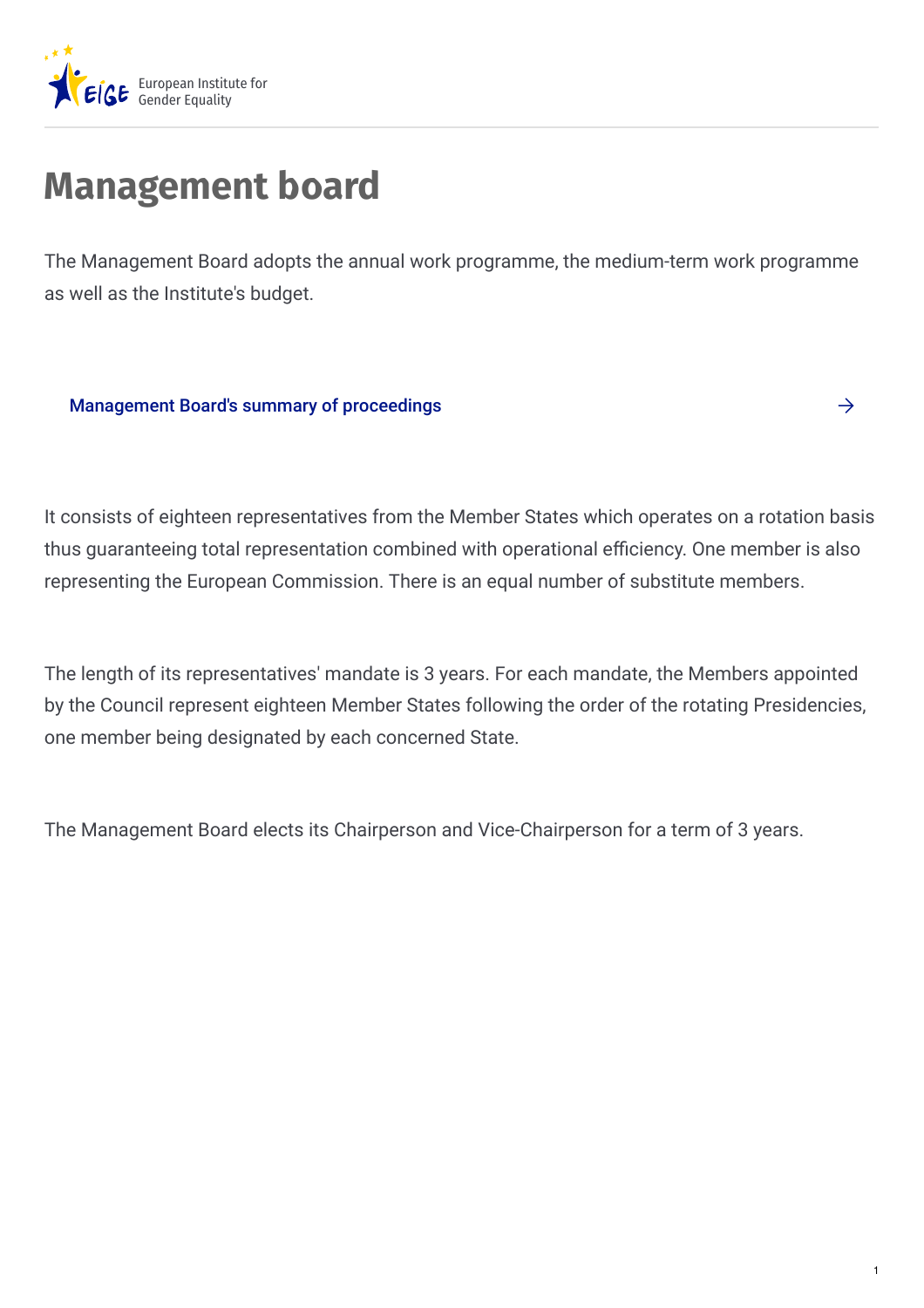# Management board

The Management Board adopts the annual work programme, the medium-term work programme as well as the Institute's budget.

Management Board's summary of proceedings →

It consists of eighteen representatives from the Member States which operates on a rotation basis thus guaranteeing total representation combined with operational efficiency. One member is also representing the European Commission. There is an equal number of substitute members.

The length of its representatives' mandate is 3 years. For each mandate, the Members appointed by the Council represent eighteen Member States following the order of the rotating Presidencies, one member being designated by each concerned State.

The Management Board elects its Chairperson and Vice-Chairperson for a term of 3 years.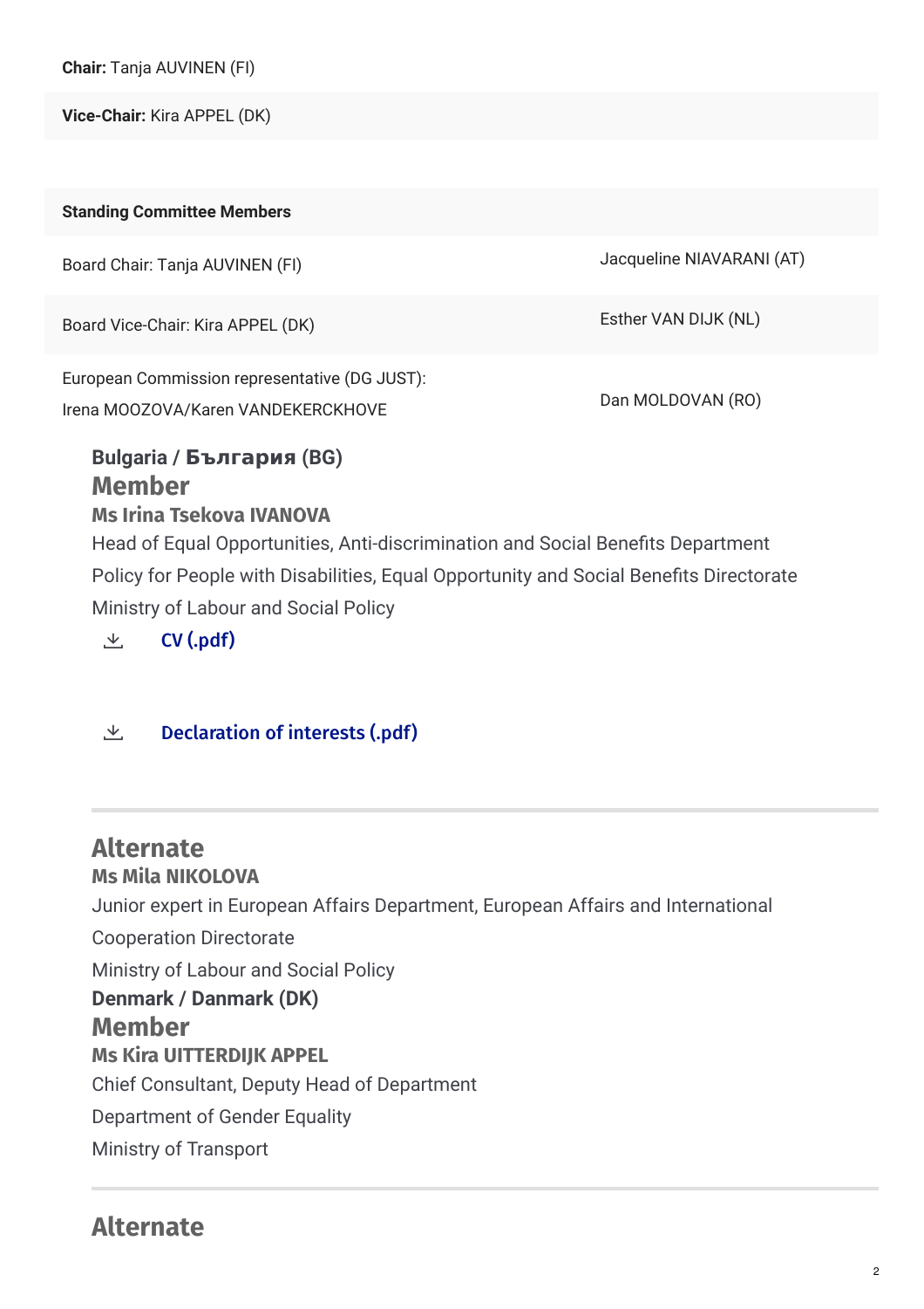**Chair:** Tanja AUVINEN (FI)

**Vice-Chair:** Kira APPEL (DK)

| **Standing Committee Members** | |
|---|---|
| Board Chair: Tanja AUVINEN (FI) | Jacqueline NIAVARANI (AT) |
| Board Vice-Chair: Kira APPEL (DK) | Esther VAN DIJK (NL) |
| European Commission representative (DG JUST): Irena MOOZOVA/Karen VANDEKERCKHOVE | Dan MOLDOVAN (RO) |

### Bulgaria / България (BG)

## Member

### Ms Irina Tsekova IVANOVA

Head of Equal Opportunities, Anti-discrimination and Social Benefits Department

Policy for People with Disabilities, Equal Opportunity and Social Benefits Directorate

Ministry of Labour and Social Policy

CV (.pdf)

Declaration of interests (.pdf)

---

## Alternate

### Ms Mila NIKOLOVA

Junior expert in European Affairs Department, European Affairs and International Cooperation Directorate

Ministry of Labour and Social Policy

### Denmark / Danmark (DK)

## Member

### Ms Kira UITTERDIJK APPEL

Chief Consultant, Deputy Head of Department

Department of Gender Equality

Ministry of Transport

---

## Alternate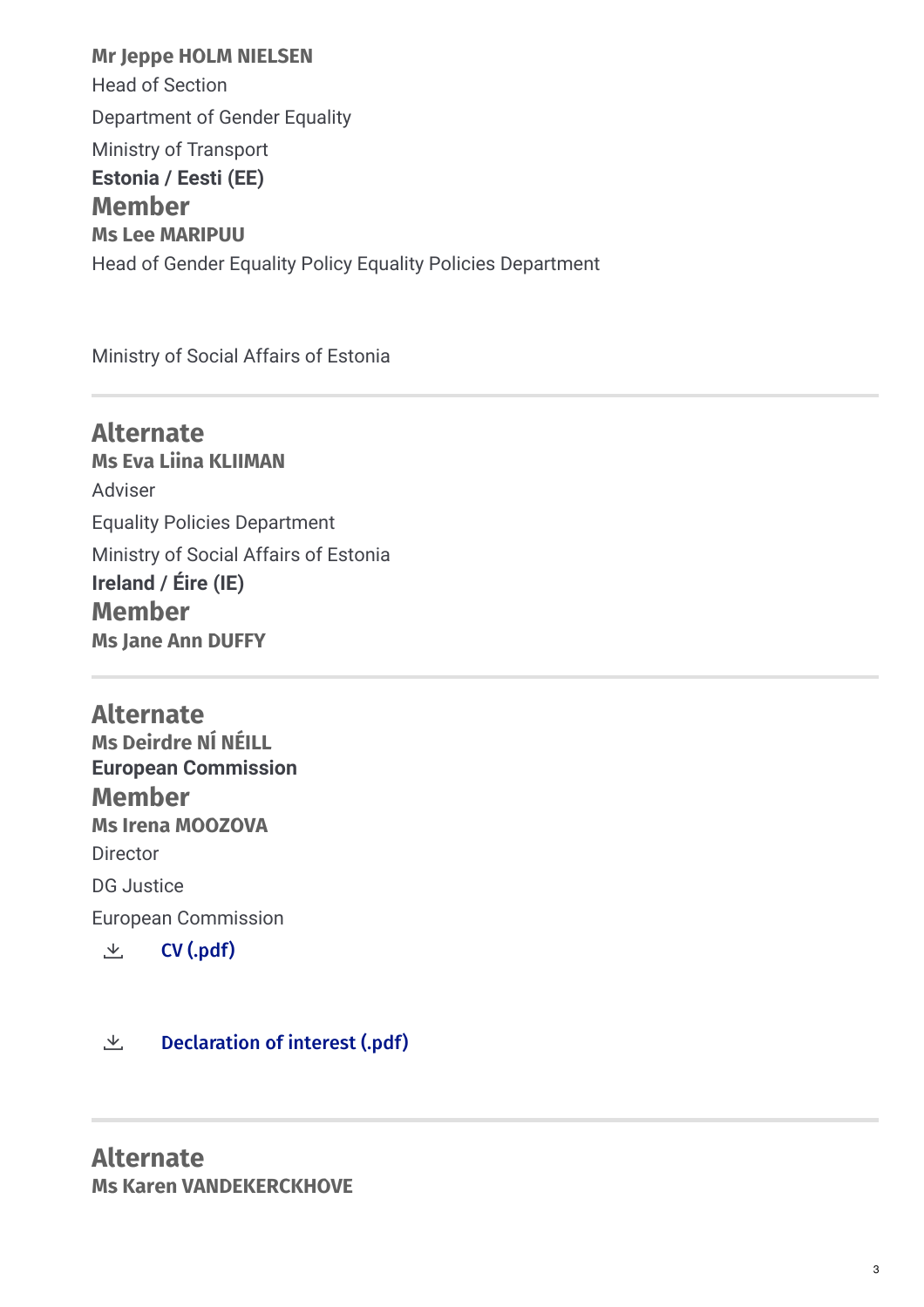**Mr Jeppe HOLM NIELSEN**

Head of Section

Department of Gender Equality

Ministry of Transport

**Estonia / Eesti (EE)**

## Member

**Ms Lee MARIPUU**

Head of Gender Equality Policy Equality Policies Department

Ministry of Social Affairs of Estonia

---

## Alternate

**Ms Eva Liina KLIIMAN**

Adviser

Equality Policies Department

Ministry of Social Affairs of Estonia

**Ireland / Éire (IE)**

## Member

**Ms Jane Ann DUFFY**

---

## Alternate

**Ms Deirdre NÍ NÉILL**

**European Commission**

## Member

**Ms Irena MOOZOVA**

Director

DG Justice

European Commission

CV (.pdf)

Declaration of interest (.pdf)

---

## Alternate

**Ms Karen VANDEKERCKHOVE**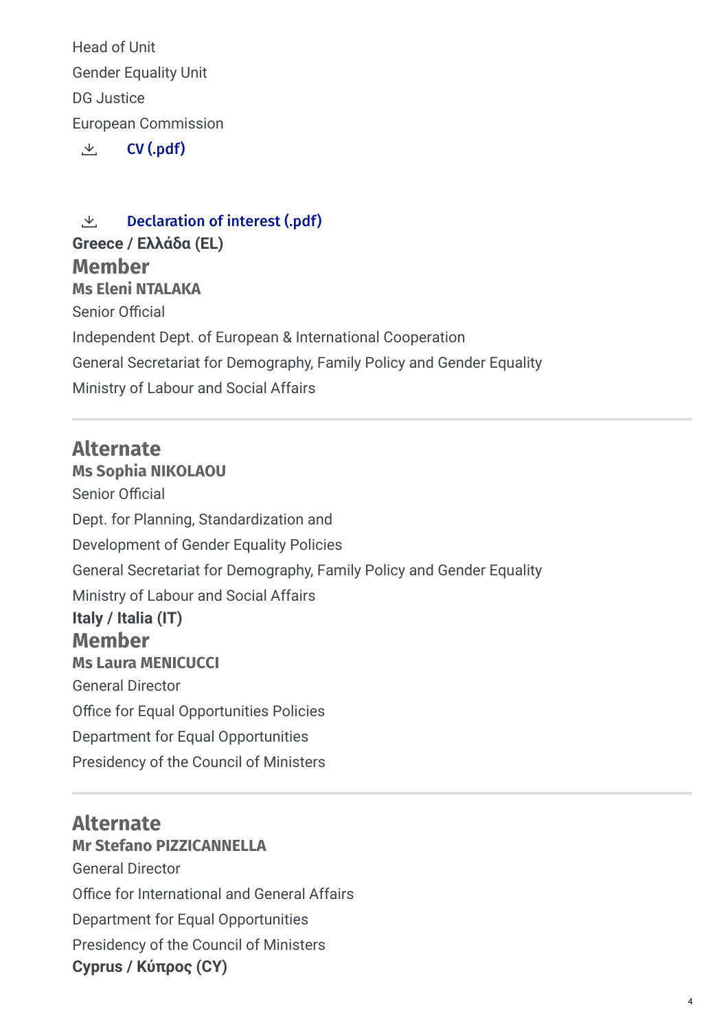Head of Unit

Gender Equality Unit

DG Justice

European Commission

CV (.pdf)

Declaration of interest (.pdf)

**Greece / Ελλάδα (EL)**

## Member

**Ms Eleni NTALAKA**

Senior Official

Independent Dept. of European & International Cooperation

General Secretariat for Demography, Family Policy and Gender Equality

Ministry of Labour and Social Affairs

---

## Alternate

**Ms Sophia NIKOLAOU**

Senior Official

Dept. for Planning, Standardization and

Development of Gender Equality Policies

General Secretariat for Demography, Family Policy and Gender Equality

Ministry of Labour and Social Affairs

**Italy / Italia (IT)**

## Member

**Ms Laura MENICUCCI**

General Director

Office for Equal Opportunities Policies

Department for Equal Opportunities

Presidency of the Council of Ministers

---

## Alternate

**Mr Stefano PIZZICANNELLA**

General Director

Office for International and General Affairs

Department for Equal Opportunities

Presidency of the Council of Ministers

**Cyprus / Κύπρος (CY)**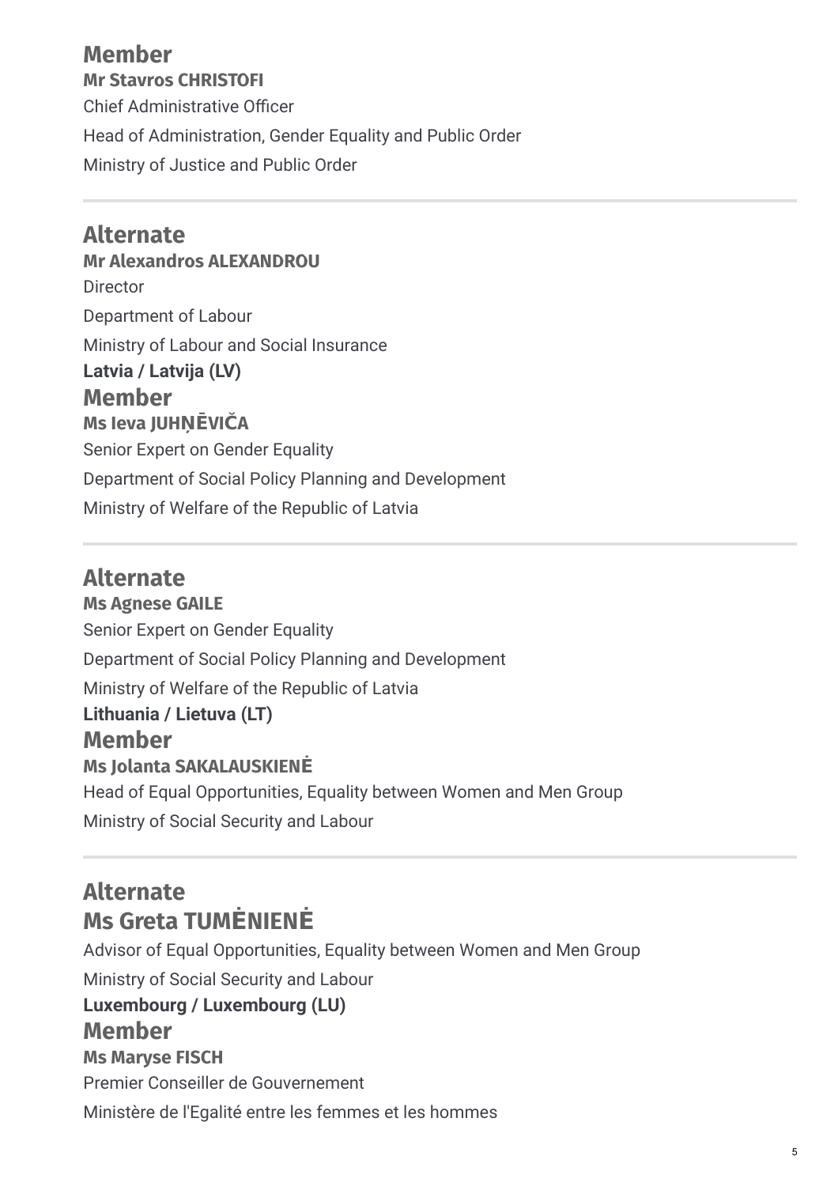## Member

**Mr Stavros CHRISTOFI**

Chief Administrative Officer

Head of Administration, Gender Equality and Public Order

Ministry of Justice and Public Order

---

## Alternate

**Mr Alexandros ALEXANDROU**

Director

Department of Labour

Ministry of Labour and Social Insurance

**Latvia / Latvija (LV)**

## Member

**Ms Ieva JUHŅĒVIČA**

Senior Expert on Gender Equality

Department of Social Policy Planning and Development

Ministry of Welfare of the Republic of Latvia

---

## Alternate

**Ms Agnese GAILE**

Senior Expert on Gender Equality

Department of Social Policy Planning and Development

Ministry of Welfare of the Republic of Latvia

**Lithuania / Lietuva (LT)**

## Member

**Ms Jolanta SAKALAUSKIENĖ**

Head of Equal Opportunities, Equality between Women and Men Group

Ministry of Social Security and Labour

---

## Alternate

## Ms Greta TUMĖNIENĖ

Advisor of Equal Opportunities, Equality between Women and Men Group

Ministry of Social Security and Labour

**Luxembourg / Luxembourg (LU)**

## Member

**Ms Maryse FISCH**

Premier Conseiller de Gouvernement

Ministère de l'Egalité entre les femmes et les hommes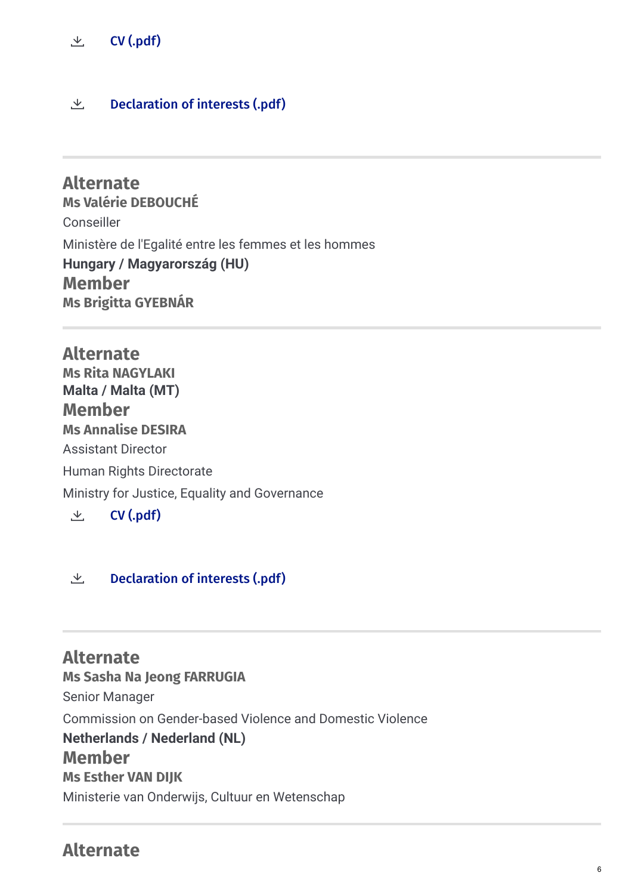CV (.pdf)

Declaration of interests (.pdf)

---

### Alternate

**Ms Valérie DEBOUCHÉ**

Conseiller

Ministère de l'Egalité entre les femmes et les hommes

**Hungary / Magyarország (HU)**

### Member

**Ms Brigitta GYEBNÁR**

---

### Alternate

**Ms Rita NAGYLAKI**

**Malta / Malta (MT)**

### Member

**Ms Annalise DESIRA**

Assistant Director

Human Rights Directorate

Ministry for Justice, Equality and Governance

CV (.pdf)

Declaration of interests (.pdf)

---

### Alternate

**Ms Sasha Na Jeong FARRUGIA**

Senior Manager

Commission on Gender-based Violence and Domestic Violence

**Netherlands / Nederland (NL)**

### Member

**Ms Esther VAN DIJK**

Ministerie van Onderwijs, Cultuur en Wetenschap

---

### Alternate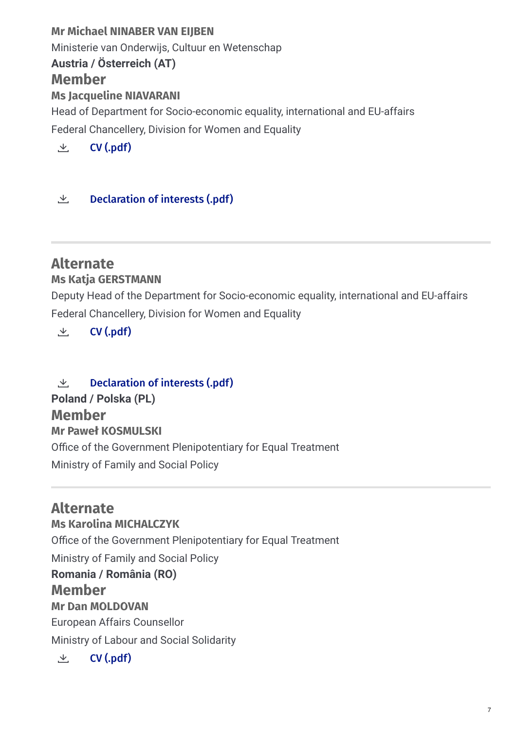**Mr Michael NINABER VAN EIJBEN**

Ministerie van Onderwijs, Cultuur en Wetenschap

**Austria / Österreich (AT)**

## Member

**Ms Jacqueline NIAVARANI**

Head of Department for Socio-economic equality, international and EU-affairs

Federal Chancellery, Division for Women and Equality

CV (.pdf)

Declaration of interests (.pdf)

---

## Alternate

**Ms Katja GERSTMANN**

Deputy Head of the Department for Socio-economic equality, international and EU-affairs

Federal Chancellery, Division for Women and Equality

CV (.pdf)

Declaration of interests (.pdf)

**Poland / Polska (PL)**

## Member

**Mr Paweł KOSMULSKI**

Office of the Government Plenipotentiary for Equal Treatment

Ministry of Family and Social Policy

---

## Alternate

**Ms Karolina MICHALCZYK**

Office of the Government Plenipotentiary for Equal Treatment

Ministry of Family and Social Policy

**Romania / România (RO)**

## Member

**Mr Dan MOLDOVAN**

European Affairs Counsellor

Ministry of Labour and Social Solidarity

CV (.pdf)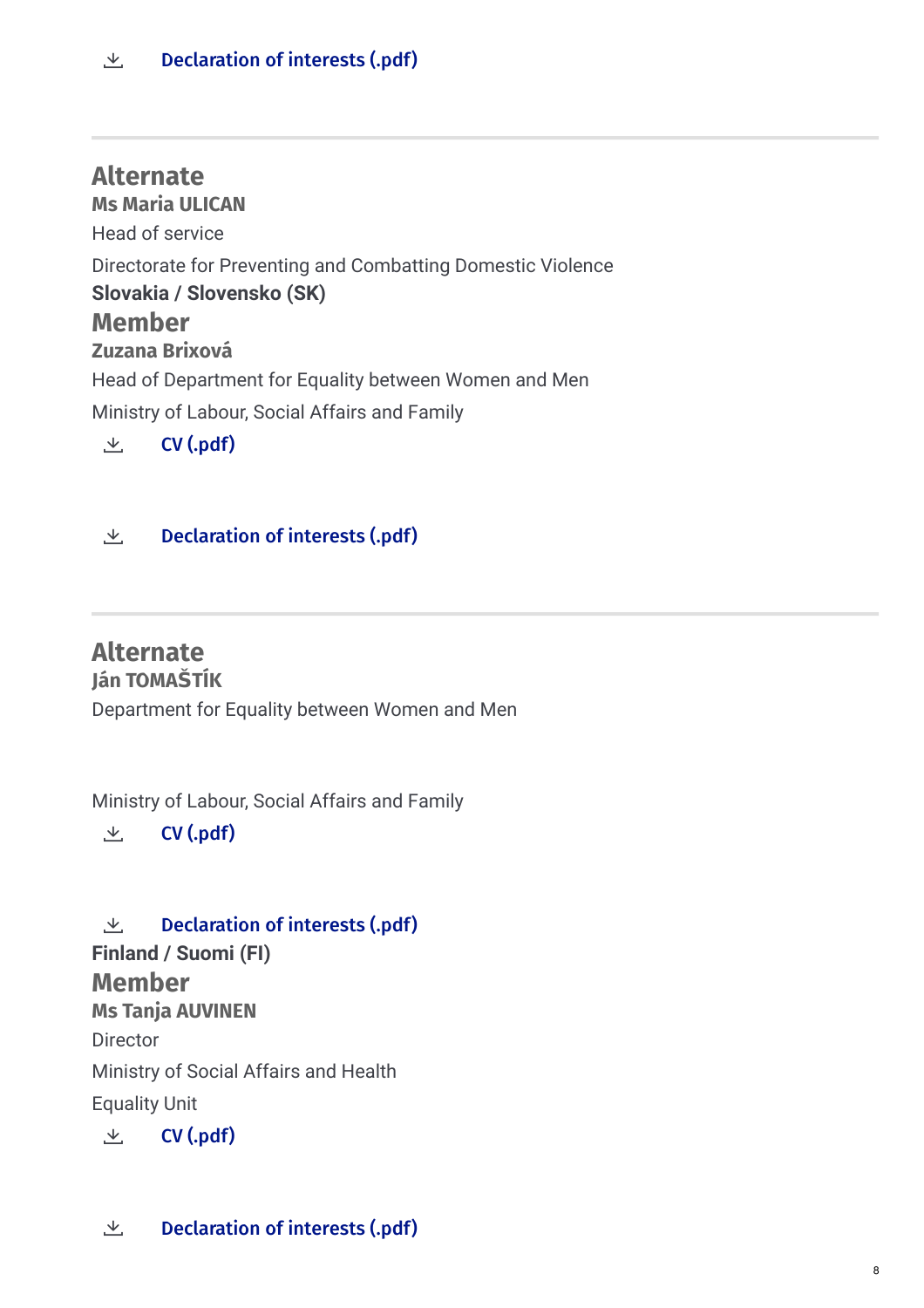Declaration of interests (.pdf)

---

## Alternate

**Ms Maria ULICAN**

Head of service

Directorate for Preventing and Combatting Domestic Violence

**Slovakia / Slovensko (SK)**

## Member

**Zuzana Brixová**

Head of Department for Equality between Women and Men

Ministry of Labour, Social Affairs and Family

CV (.pdf)

Declaration of interests (.pdf)

---

## Alternate

**Ján TOMAŠTÍK**

Department for Equality between Women and Men

Ministry of Labour, Social Affairs and Family

CV (.pdf)

Declaration of interests (.pdf)

**Finland / Suomi (FI)**

## Member

**Ms Tanja AUVINEN**

Director

Ministry of Social Affairs and Health

Equality Unit

CV (.pdf)

Declaration of interests (.pdf)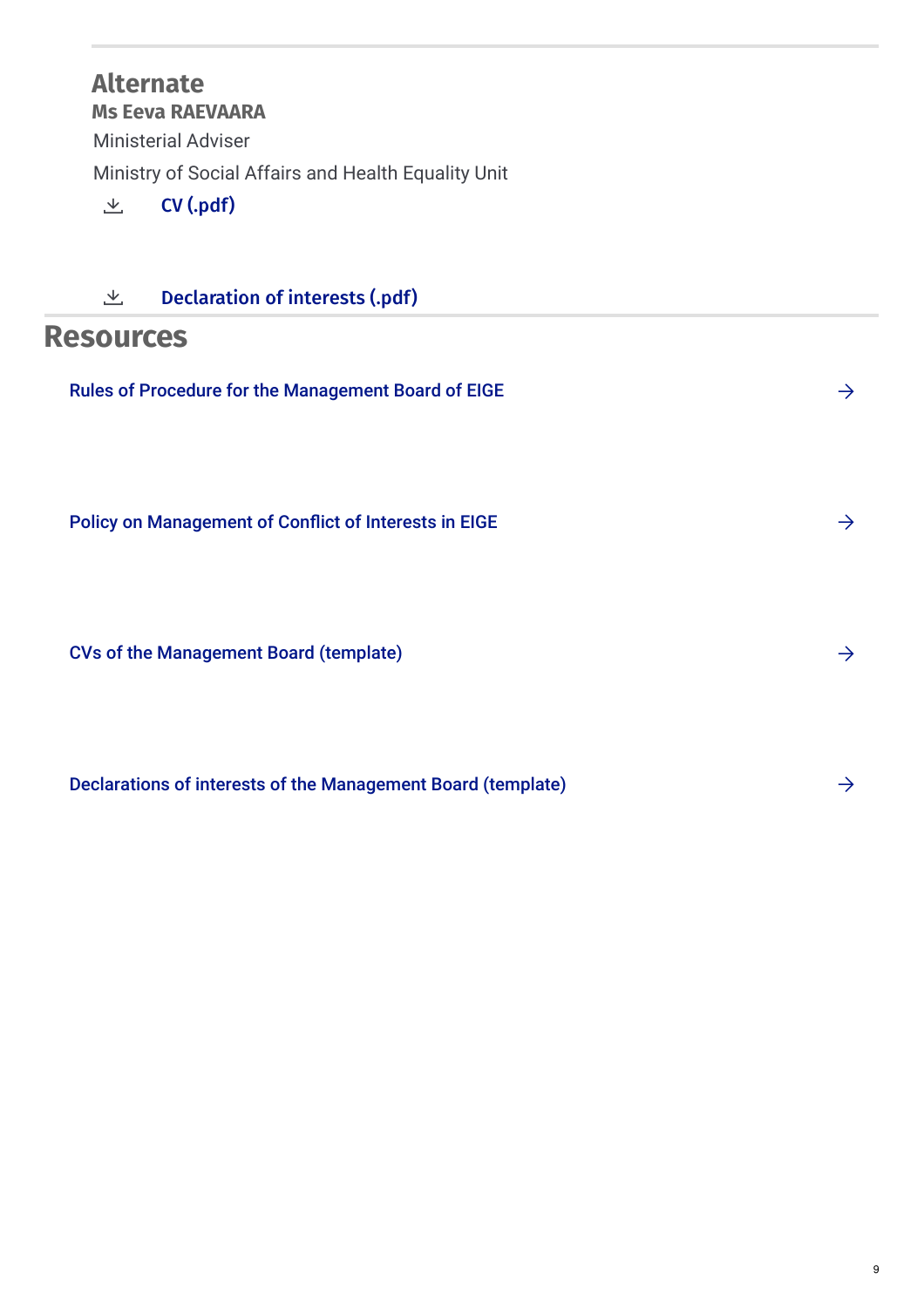### Alternate

**Ms Eeva RAEVAARA**

Ministerial Adviser

Ministry of Social Affairs and Health Equality Unit

CV (.pdf)

Declaration of interests (.pdf)

## Resources

Rules of Procedure for the Management Board of EIGE →

Policy on Management of Conflict of Interests in EIGE →

CVs of the Management Board (template) →

Declarations of interests of the Management Board (template) →